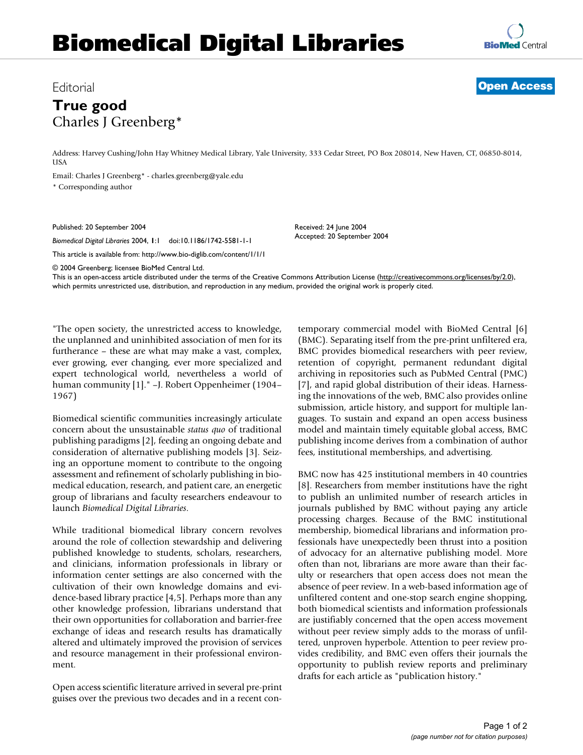# Biomedical Digital Libraries

Editorial

**Open Access**

# True good

Charles J Greenberg*

Address: Harvey Cushing/John Hay Whitney Medical Library, Yale University, 333 Cedar Street, PO Box 208014, New Haven, CT, 06850-8014, USA

Email: Charles J Greenberg* - charles.greenberg@yale.edu

\* Corresponding author

Published: 20 September 2004

*Biomedical Digital Libraries* 2004, **1**:1 doi:10.1186/1742-5581-1-1

This article is available from: http://www.bio-diglib.com/content/1/1/1

Received: 24 June 2004
Accepted: 20 September 2004

© 2004 Greenberg; licensee BioMed Central Ltd.
This is an open-access article distributed under the terms of the Creative Commons Attribution License (http://creativecommons.org/licenses/by/2.0), which permits unrestricted use, distribution, and reproduction in any medium, provided the original work is properly cited.

"The open society, the unrestricted access to knowledge, the unplanned and uninhibited association of men for its furtherance – these are what may make a vast, complex, ever growing, ever changing, ever more specialized and expert technological world, nevertheless a world of human community [1]." –J. Robert Oppenheimer (1904–1967)

Biomedical scientific communities increasingly articulate concern about the unsustainable *status quo* of traditional publishing paradigms [2], feeding an ongoing debate and consideration of alternative publishing models [3]. Seizing an opportune moment to contribute to the ongoing assessment and refinement of scholarly publishing in biomedical education, research, and patient care, an energetic group of librarians and faculty researchers endeavour to launch *Biomedical Digital Libraries*.

While traditional biomedical library concern revolves around the role of collection stewardship and delivering published knowledge to students, scholars, researchers, and clinicians, information professionals in library or information center settings are also concerned with the cultivation of their own knowledge domains and evidence-based library practice [4,5]. Perhaps more than any other knowledge profession, librarians understand that their own opportunities for collaboration and barrier-free exchange of ideas and research results has dramatically altered and ultimately improved the provision of services and resource management in their professional environment.

Open access scientific literature arrived in several pre-print guises over the previous two decades and in a recent contemporary commercial model with BioMed Central [6] (BMC). Separating itself from the pre-print unfiltered era, BMC provides biomedical researchers with peer review, retention of copyright, permanent redundant digital archiving in repositories such as PubMed Central (PMC) [7], and rapid global distribution of their ideas. Harnessing the innovations of the web, BMC also provides online submission, article history, and support for multiple languages. To sustain and expand an open access business model and maintain timely equitable global access, BMC publishing income derives from a combination of author fees, institutional memberships, and advertising.

BMC now has 425 institutional members in 40 countries [8]. Researchers from member institutions have the right to publish an unlimited number of research articles in journals published by BMC without paying any article processing charges. Because of the BMC institutional membership, biomedical librarians and information professionals have unexpectedly been thrust into a position of advocacy for an alternative publishing model. More often than not, librarians are more aware than their faculty or researchers that open access does not mean the absence of peer review. In a web-based information age of unfiltered content and one-stop search engine shopping, both biomedical scientists and information professionals are justifiably concerned that the open access movement without peer review simply adds to the morass of unfiltered, unproven hyperbole. Attention to peer review provides credibility, and BMC even offers their journals the opportunity to publish review reports and preliminary drafts for each article as "publication history."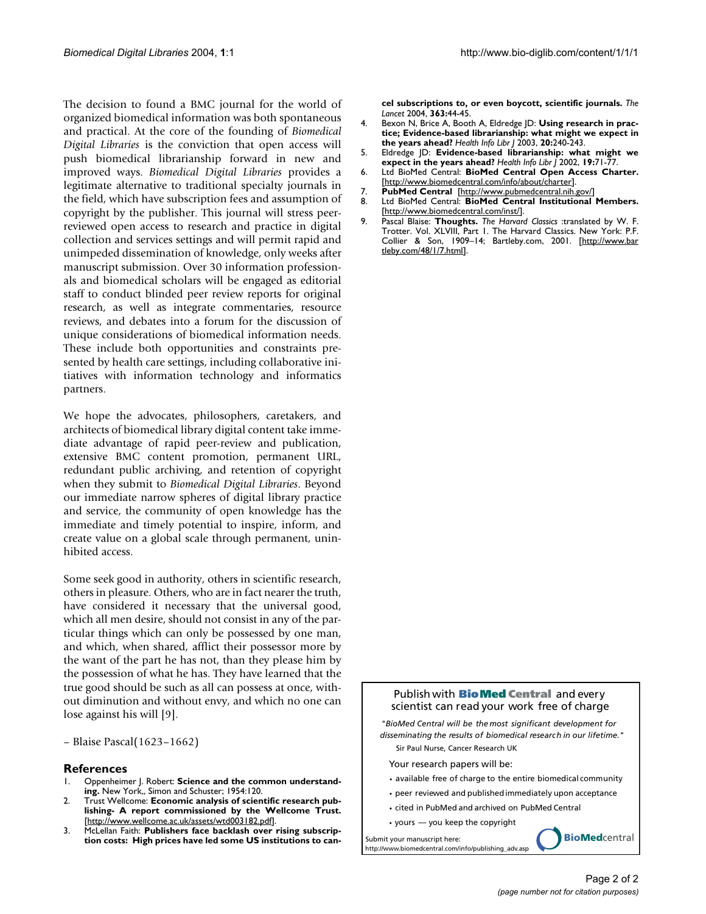The decision to found a BMC journal for the world of organized biomedical information was both spontaneous and practical. At the core of the founding of *Biomedical Digital Libraries* is the conviction that open access will push biomedical librarianship forward in new and improved ways. *Biomedical Digital Libraries* provides a legitimate alternative to traditional specialty journals in the field, which have subscription fees and assumption of copyright by the publisher. This journal will stress peer-reviewed open access to research and practice in digital collection and services settings and will permit rapid and unimpeded dissemination of knowledge, only weeks after manuscript submission. Over 30 information professionals and biomedical scholars will be engaged as editorial staff to conduct blinded peer review reports for original research, as well as integrate commentaries, resource reviews, and debates into a forum for the discussion of unique considerations of biomedical information needs. These include both opportunities and constraints presented by health care settings, including collaborative initiatives with information technology and informatics partners.

We hope the advocates, philosophers, caretakers, and architects of biomedical library digital content take immediate advantage of rapid peer-review and publication, extensive BMC content promotion, permanent URL, redundant public archiving, and retention of copyright when they submit to *Biomedical Digital Libraries*. Beyond our immediate narrow spheres of digital library practice and service, the community of open knowledge has the immediate and timely potential to inspire, inform, and create value on a global scale through permanent, uninhibited access.

Some seek good in authority, others in scientific research, others in pleasure. Others, who are in fact nearer the truth, have considered it necessary that the universal good, which all men desire, should not consist in any of the particular things which can only be possessed by one man, and which, when shared, afflict their possessor more by the want of the part he has not, than they please him by the possession of what he has. They have learned that the true good should be such as all can possess at once, without diminution and without envy, and which no one can lose against his will [9].

– Blaise Pascal(1623–1662)

## References

1. Oppenheimer J. Robert: **Science and the common understanding.** New York,, Simon and Schuster; 1954:120.
2. Trust Wellcome: **Economic analysis of scientific research publishing- A report commissioned by the Wellcome Trust.** [http://www.wellcome.ac.uk/assets/wtd003182.pdf].
3. McLellan Faith: **Publishers face backlash over rising subscription costs: High prices have led some US institutions to cancel subscriptions to, or even boycott, scientific journals.** *The Lancet* 2004, **363:**44-45.
4. Bexon N, Brice A, Booth A, Eldredge JD: **Using research in practice; Evidence-based librarianship: what might we expect in the years ahead?** *Health Info Libr J* 2003, **20:**240-243.
5. Eldredge JD: **Evidence-based librarianship: what might we expect in the years ahead?** *Health Info Libr J* 2002, **19:**71-77.
6. Ltd BioMed Central: **BioMed Central Open Access Charter.** [http://www.biomedcentral.com/info/about/charter].
7. **PubMed Central** [http://www.pubmedcentral.nih.gov/]
8. Ltd BioMed Central: **BioMed Central Institutional Members.** [http://www.biomedcentral.com/inst/].
9. Pascal Blaise: **Thoughts.** *The Harvard Classics* :translated by W. F. Trotter. Vol. XLVIII, Part 1. The Harvard Classics. New York: P.F. Collier & Son, 1909–14; Bartleby.com, 2001. [http://www.bartleby.com/48/1/7.html].

Publish with **BioMed Central** and every scientist can read your work free of charge

*"BioMed Central will be the most significant development for disseminating the results of biomedical research in our lifetime."*
Sir Paul Nurse, Cancer Research UK

Your research papers will be:

- available free of charge to the entire biomedical community
- peer reviewed and published immediately upon acceptance
- cited in PubMed and archived on PubMed Central
- yours — you keep the copyright

Submit your manuscript here:
http://www.biomedcentral.com/info/publishing_adv.asp

BioMedcentral